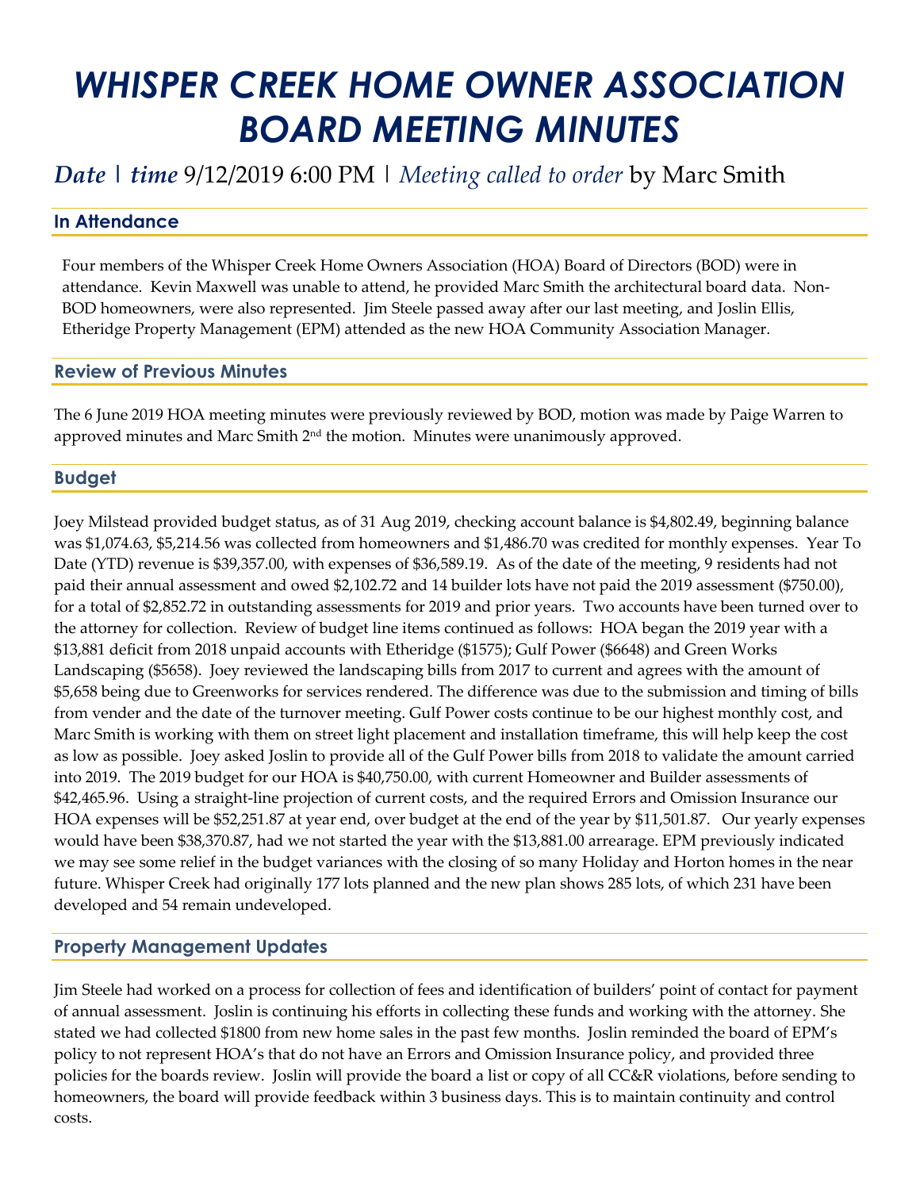// WHISPER CREEK HOME OWNER ASSOCIATION BOARD MEETING MINUTES

***Date | time*** 9/12/2019 6:00 PM | *Meeting called to order* by Marc Smith

## In Attendance

Four members of the Whisper Creek Home Owners Association (HOA) Board of Directors (BOD) were in attendance. Kevin Maxwell was unable to attend, he provided Marc Smith the architectural board data. Non-BOD homeowners, were also represented. Jim Steele passed away after our last meeting, and Joslin Ellis, Etheridge Property Management (EPM) attended as the new HOA Community Association Manager.

## Review of Previous Minutes

The 6 June 2019 HOA meeting minutes were previously reviewed by BOD, motion was made by Paige Warren to approved minutes and Marc Smith 2nd the motion. Minutes were unanimously approved.

## Budget

Joey Milstead provided budget status, as of 31 Aug 2019, checking account balance is $4,802.49, beginning balance was $1,074.63, $5,214.56 was collected from homeowners and $1,486.70 was credited for monthly expenses. Year To Date (YTD) revenue is $39,357.00, with expenses of $36,589.19. As of the date of the meeting, 9 residents had not paid their annual assessment and owed $2,102.72 and 14 builder lots have not paid the 2019 assessment ($750.00), for a total of $2,852.72 in outstanding assessments for 2019 and prior years. Two accounts have been turned over to the attorney for collection. Review of budget line items continued as follows: HOA began the 2019 year with a $13,881 deficit from 2018 unpaid accounts with Etheridge ($1575); Gulf Power ($6648) and Green Works Landscaping ($5658). Joey reviewed the landscaping bills from 2017 to current and agrees with the amount of $5,658 being due to Greenworks for services rendered. The difference was due to the submission and timing of bills from vender and the date of the turnover meeting. Gulf Power costs continue to be our highest monthly cost, and Marc Smith is working with them on street light placement and installation timeframe, this will help keep the cost as low as possible. Joey asked Joslin to provide all of the Gulf Power bills from 2018 to validate the amount carried into 2019. The 2019 budget for our HOA is $40,750.00, with current Homeowner and Builder assessments of $42,465.96. Using a straight-line projection of current costs, and the required Errors and Omission Insurance our HOA expenses will be $52,251.87 at year end, over budget at the end of the year by $11,501.87. Our yearly expenses would have been $38,370.87, had we not started the year with the $13,881.00 arrearage. EPM previously indicated we may see some relief in the budget variances with the closing of so many Holiday and Horton homes in the near future. Whisper Creek had originally 177 lots planned and the new plan shows 285 lots, of which 231 have been developed and 54 remain undeveloped.

## Property Management Updates

Jim Steele had worked on a process for collection of fees and identification of builders' point of contact for payment of annual assessment. Joslin is continuing his efforts in collecting these funds and working with the attorney. She stated we had collected $1800 from new home sales in the past few months. Joslin reminded the board of EPM's policy to not represent HOA's that do not have an Errors and Omission Insurance policy, and provided three policies for the boards review. Joslin will provide the board a list or copy of all CC&R violations, before sending to homeowners, the board will provide feedback within 3 business days. This is to maintain continuity and control costs.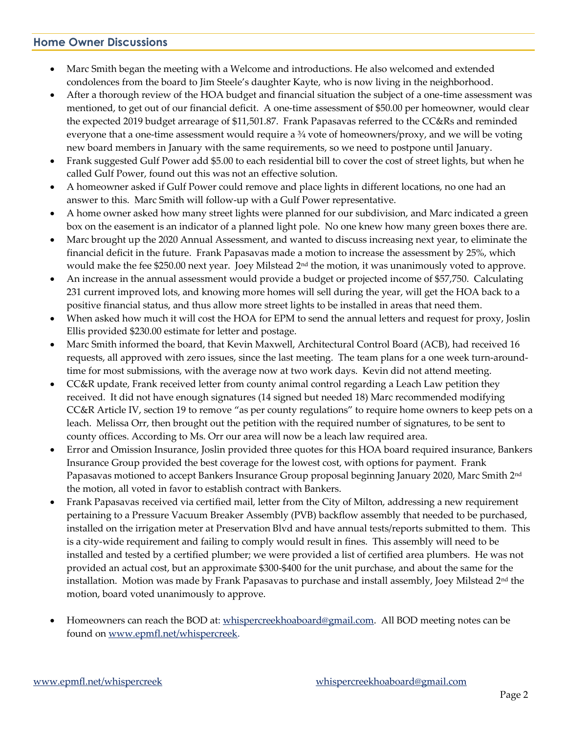## Home Owner Discussions

- Marc Smith began the meeting with a Welcome and introductions. He also welcomed and extended condolences from the board to Jim Steele's daughter Kayte, who is now living in the neighborhood.
- After a thorough review of the HOA budget and financial situation the subject of a one-time assessment was mentioned, to get out of our financial deficit. A one-time assessment of $50.00 per homeowner, would clear the expected 2019 budget arrearage of $11,501.87. Frank Papasavas referred to the CC&Rs and reminded everyone that a one-time assessment would require a ¾ vote of homeowners/proxy, and we will be voting new board members in January with the same requirements, so we need to postpone until January.
- Frank suggested Gulf Power add $5.00 to each residential bill to cover the cost of street lights, but when he called Gulf Power, found out this was not an effective solution.
- A homeowner asked if Gulf Power could remove and place lights in different locations, no one had an answer to this. Marc Smith will follow-up with a Gulf Power representative.
- A home owner asked how many street lights were planned for our subdivision, and Marc indicated a green box on the easement is an indicator of a planned light pole. No one knew how many green boxes there are.
- Marc brought up the 2020 Annual Assessment, and wanted to discuss increasing next year, to eliminate the financial deficit in the future. Frank Papasavas made a motion to increase the assessment by 25%, which would make the fee $250.00 next year. Joey Milstead 2nd the motion, it was unanimously voted to approve.
- An increase in the annual assessment would provide a budget or projected income of $57,750. Calculating 231 current improved lots, and knowing more homes will sell during the year, will get the HOA back to a positive financial status, and thus allow more street lights to be installed in areas that need them.
- When asked how much it will cost the HOA for EPM to send the annual letters and request for proxy, Joslin Ellis provided $230.00 estimate for letter and postage.
- Marc Smith informed the board, that Kevin Maxwell, Architectural Control Board (ACB), had received 16 requests, all approved with zero issues, since the last meeting. The team plans for a one week turn-around-time for most submissions, with the average now at two work days. Kevin did not attend meeting.
- CC&R update, Frank received letter from county animal control regarding a Leach Law petition they received. It did not have enough signatures (14 signed but needed 18) Marc recommended modifying CC&R Article IV, section 19 to remove "as per county regulations" to require home owners to keep pets on a leach. Melissa Orr, then brought out the petition with the required number of signatures, to be sent to county offices. According to Ms. Orr our area will now be a leach law required area.
- Error and Omission Insurance, Joslin provided three quotes for this HOA board required insurance, Bankers Insurance Group provided the best coverage for the lowest cost, with options for payment. Frank Papasavas motioned to accept Bankers Insurance Group proposal beginning January 2020, Marc Smith 2nd the motion, all voted in favor to establish contract with Bankers.
- Frank Papasavas received via certified mail, letter from the City of Milton, addressing a new requirement pertaining to a Pressure Vacuum Breaker Assembly (PVB) backflow assembly that needed to be purchased, installed on the irrigation meter at Preservation Blvd and have annual tests/reports submitted to them. This is a city-wide requirement and failing to comply would result in fines. This assembly will need to be installed and tested by a certified plumber; we were provided a list of certified area plumbers. He was not provided an actual cost, but an approximate $300-$400 for the unit purchase, and about the same for the installation. Motion was made by Frank Papasavas to purchase and install assembly, Joey Milstead 2nd the motion, board voted unanimously to approve.

- Homeowners can reach the BOD at: whispercreekhoaboard@gmail.com. All BOD meeting notes can be found on www.epmfl.net/whispercreek.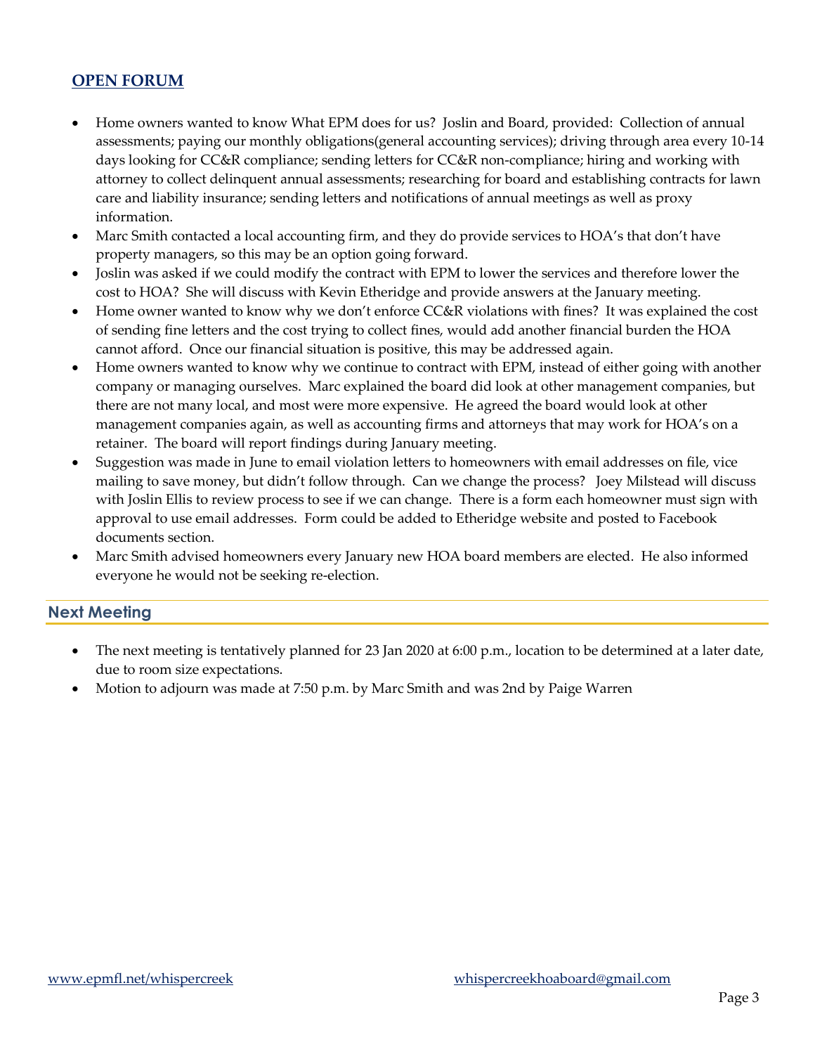## OPEN FORUM

- Home owners wanted to know What EPM does for us? Joslin and Board, provided: Collection of annual assessments; paying our monthly obligations(general accounting services); driving through area every 10-14 days looking for CC&R compliance; sending letters for CC&R non-compliance; hiring and working with attorney to collect delinquent annual assessments; researching for board and establishing contracts for lawn care and liability insurance; sending letters and notifications of annual meetings as well as proxy information.
- Marc Smith contacted a local accounting firm, and they do provide services to HOA's that don't have property managers, so this may be an option going forward.
- Joslin was asked if we could modify the contract with EPM to lower the services and therefore lower the cost to HOA? She will discuss with Kevin Etheridge and provide answers at the January meeting.
- Home owner wanted to know why we don't enforce CC&R violations with fines? It was explained the cost of sending fine letters and the cost trying to collect fines, would add another financial burden the HOA cannot afford. Once our financial situation is positive, this may be addressed again.
- Home owners wanted to know why we continue to contract with EPM, instead of either going with another company or managing ourselves. Marc explained the board did look at other management companies, but there are not many local, and most were more expensive. He agreed the board would look at other management companies again, as well as accounting firms and attorneys that may work for HOA's on a retainer. The board will report findings during January meeting.
- Suggestion was made in June to email violation letters to homeowners with email addresses on file, vice mailing to save money, but didn't follow through. Can we change the process? Joey Milstead will discuss with Joslin Ellis to review process to see if we can change. There is a form each homeowner must sign with approval to use email addresses. Form could be added to Etheridge website and posted to Facebook documents section.
- Marc Smith advised homeowners every January new HOA board members are elected. He also informed everyone he would not be seeking re-election.

## Next Meeting

- The next meeting is tentatively planned for 23 Jan 2020 at 6:00 p.m., location to be determined at a later date, due to room size expectations.
- Motion to adjourn was made at 7:50 p.m. by Marc Smith and was 2nd by Paige Warren

www.epmfl.net/whispercreek whispercreekhoaboard@gmail.com